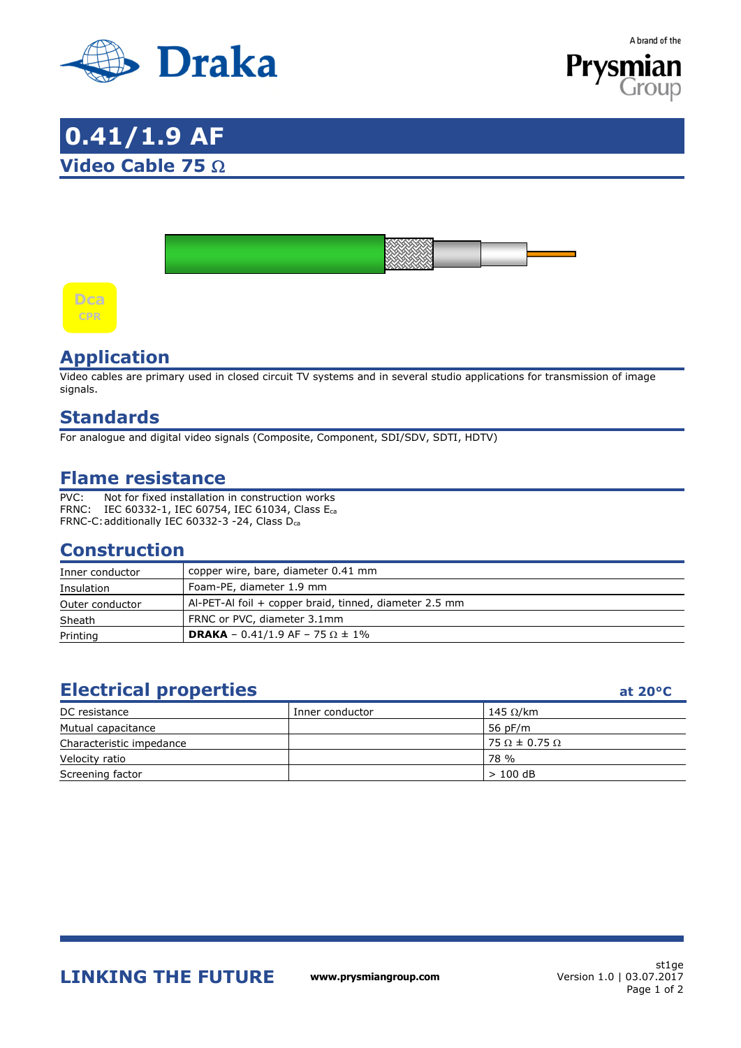# 0.41/1.9 AF

## Video Cable 75 Ω

Dca
CPR

## Application

Video cables are primary used in closed circuit TV systems and in several studio applications for transmission of image signals.

## Standards

For analogue and digital video signals (Composite, Component, SDI/SDV, SDTI, HDTV)

## Flame resistance

PVC: Not for fixed installation in construction works
FRNC: IEC 60332-1, IEC 60754, IEC 61034, Class $E_{ca}$
FRNC-C: additionally IEC 60332-3 -24, Class $D_{ca}$

## Construction

| | |
|---|---|
| Inner conductor | copper wire, bare, diameter 0.41 mm |
| Insulation | Foam-PE, diameter 1.9 mm |
| Outer conductor | Al-PET-Al foil + copper braid, tinned, diameter 2.5 mm |
| Sheath | FRNC or PVC, diameter 3.1mm |
| Printing | **DRAKA** – 0.41/1.9 AF – 75 Ω ± 1% |

## Electrical properties

**at 20°C**

| | | |
|---|---|---|
| DC resistance | Inner conductor | 145 Ω/km |
| Mutual capacitance | | 56 pF/m |
| Characteristic impedance | | 75 Ω ± 0.75 Ω |
| Velocity ratio | | 78 % |
| Screening factor | | > 100 dB |

**LINKING THE FUTURE** www.prysmiangroup.com

st1ge
Version 1.0 | 03.07.2017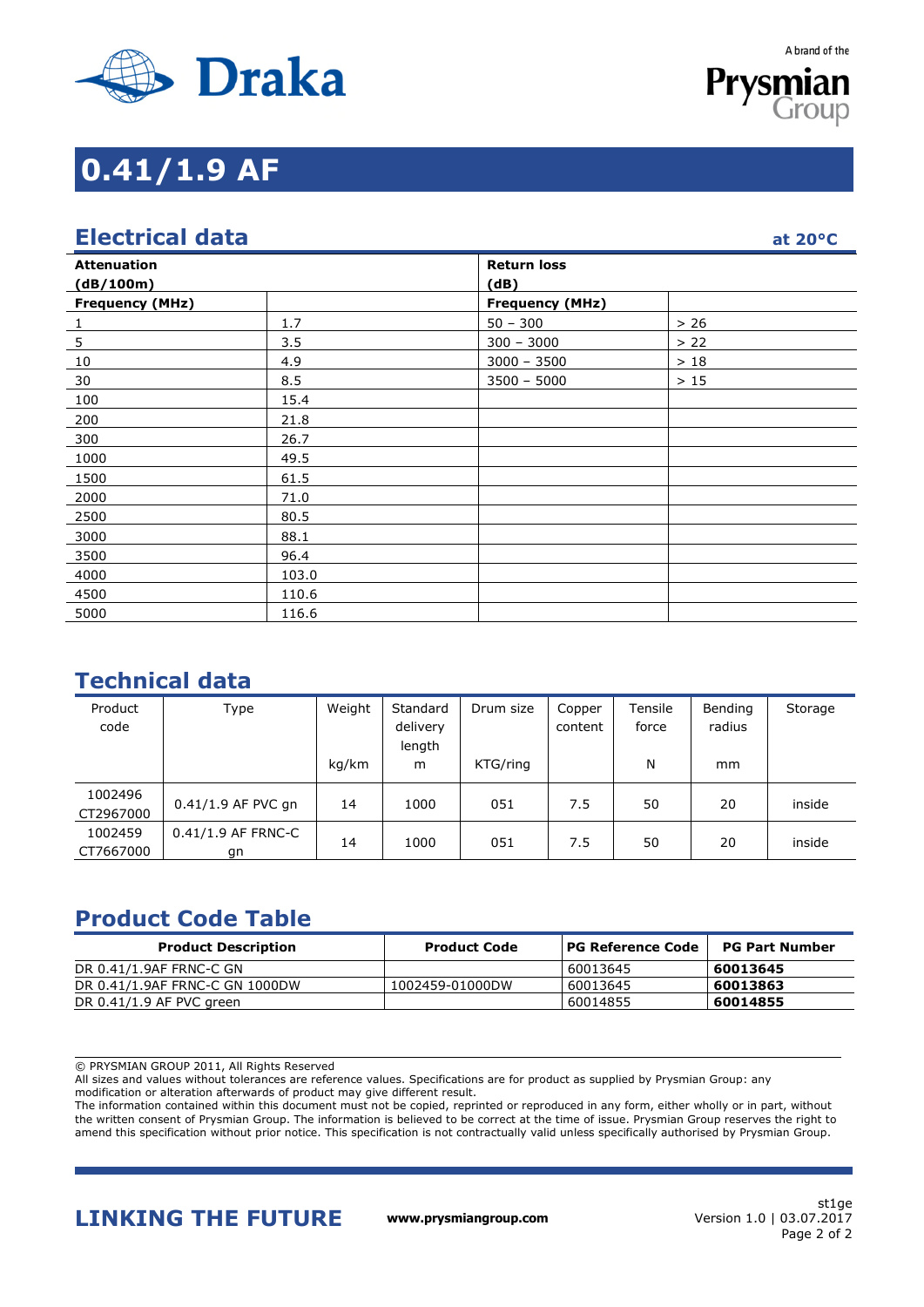# 0.41/1.9 AF

## Electrical data

at 20°C

| Attenuation (dB/100m) | | Return loss (dB) | |
|---|---|---|---|
| **Frequency (MHz)** | | **Frequency (MHz)** | |
| 1 | 1.7 | 50 – 300 | > 26 |
| 5 | 3.5 | 300 – 3000 | > 22 |
| 10 | 4.9 | 3000 – 3500 | > 18 |
| 30 | 8.5 | 3500 – 5000 | > 15 |
| 100 | 15.4 | | |
| 200 | 21.8 | | |
| 300 | 26.7 | | |
| 1000 | 49.5 | | |
| 1500 | 61.5 | | |
| 2000 | 71.0 | | |
| 2500 | 80.5 | | |
| 3000 | 88.1 | | |
| 3500 | 96.4 | | |
| 4000 | 103.0 | | |
| 4500 | 110.6 | | |
| 5000 | 116.6 | | |

## Technical data

| Product code | Type | Weight kg/km | Standard delivery length m | Drum size KTG/ring | Copper content | Tensile force N | Bending radius mm | Storage |
|---|---|---|---|---|---|---|---|---|
| 1002496 CT2967000 | 0.41/1.9 AF PVC gn | 14 | 1000 | 051 | 7.5 | 50 | 20 | inside |
| 1002459 CT7667000 | 0.41/1.9 AF FRNC-C gn | 14 | 1000 | 051 | 7.5 | 50 | 20 | inside |

## Product Code Table

| Product Description | Product Code | PG Reference Code | PG Part Number |
|---|---|---|---|
| DR 0.41/1.9AF FRNC-C GN | | 60013645 | **60013645** |
| DR 0.41/1.9AF FRNC-C GN 1000DW | 1002459-01000DW | 60013645 | **60013863** |
| DR 0.41/1.9 AF PVC green | | 60014855 | **60014855** |

© PRYSMIAN GROUP 2011, All Rights Reserved
All sizes and values without tolerances are reference values. Specifications are for product as supplied by Prysmian Group: any modification or alteration afterwards of product may give different result.
The information contained within this document must not be copied, reprinted or reproduced in any form, either wholly or in part, without the written consent of Prysmian Group. The information is believed to be correct at the time of issue. Prysmian Group reserves the right to amend this specification without prior notice. This specification is not contractually valid unless specifically authorised by Prysmian Group.

**LINKING THE FUTURE** **www.prysmiangroup.com**

st1ge
Version 1.0 | 03.07.2017